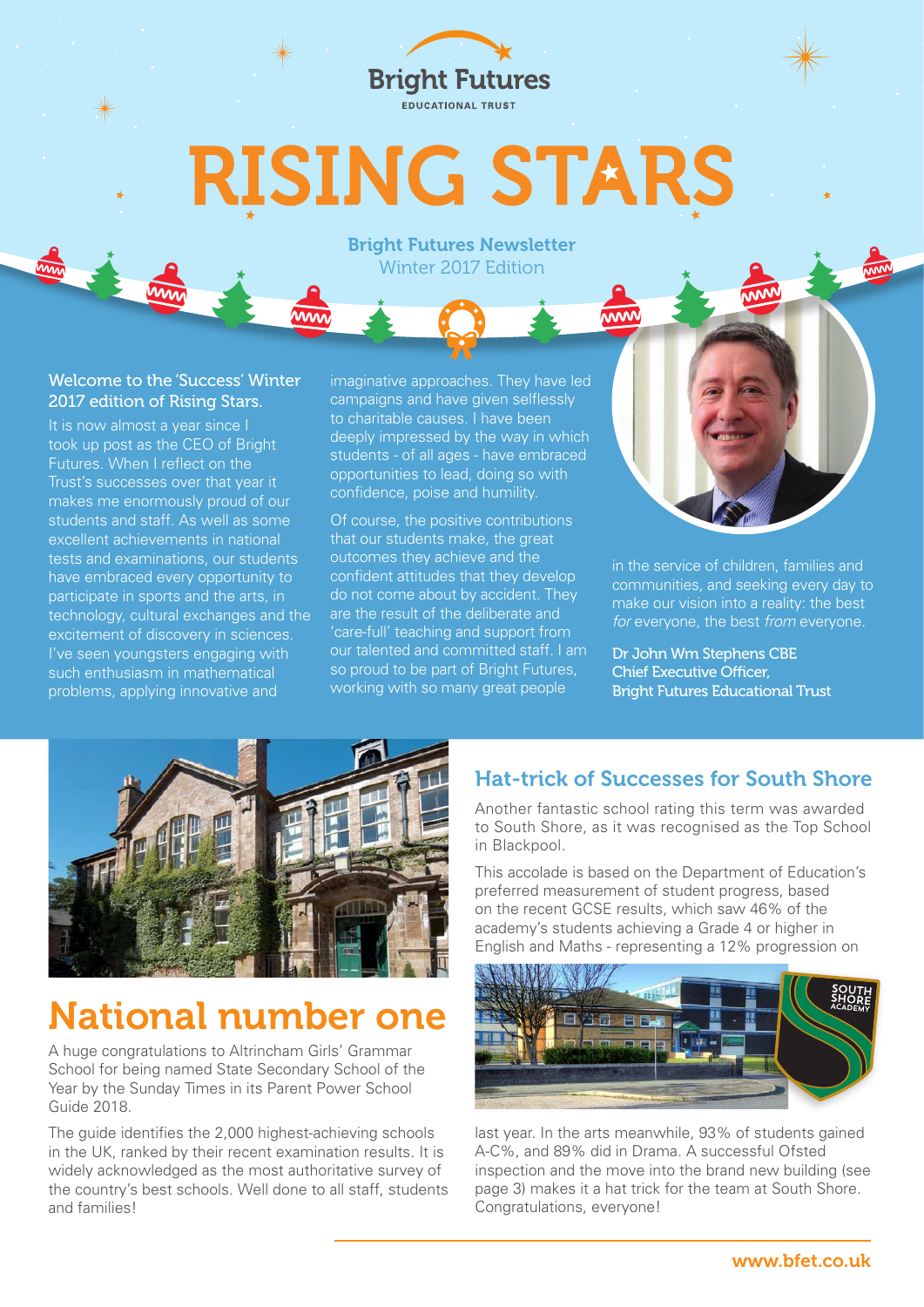Bright Futures
EDUCATIONAL TRUST

# RISING STARS

**Bright Futures Newsletter**
Winter 2017 Edition

### Welcome to the 'Success' Winter 2017 edition of Rising Stars.

It is now almost a year since I took up post as the CEO of Bright Futures. When I reflect on the Trust's successes over that year it makes me enormously proud of our students and staff. As well as some excellent achievements in national tests and examinations, our students have embraced every opportunity to participate in sports and the arts, in technology, cultural exchanges and the excitement of discovery in sciences. I've seen youngsters engaging with such enthusiasm in mathematical problems, applying innovative and imaginative approaches. They have led campaigns and have given selflessly to charitable causes. I have been deeply impressed by the way in which students - of all ages - have embraced opportunities to lead, doing so with confidence, poise and humility.

Of course, the positive contributions that our students make, the great outcomes they achieve and the confident attitudes that they develop do not come about by accident. They are the result of the deliberate and 'care-full' teaching and support from our talented and committed staff. I am so proud to be part of Bright Futures, working with so many great people in the service of children, families and communities, and seeking every day to make our vision into a reality: the best *for* everyone, the best *from* everyone.

**Dr John Wm Stephens CBE**
**Chief Executive Officer,**
**Bright Futures Educational Trust**

## National number one

A huge congratulations to Altrincham Girls' Grammar School for being named State Secondary School of the Year by the Sunday Times in its Parent Power School Guide 2018.

The guide identifies the 2,000 highest-achieving schools in the UK, ranked by their recent examination results. It is widely acknowledged as the most authoritative survey of the country's best schools. Well done to all staff, students and families!

## Hat-trick of Successes for South Shore

Another fantastic school rating this term was awarded to South Shore, as it was recognised as the Top School in Blackpool.

This accolade is based on the Department of Education's preferred measurement of student progress, based on the recent GCSE results, which saw 46% of the academy's students achieving a Grade 4 or higher in English and Maths - representing a 12% progression on last year. In the arts meanwhile, 93% of students gained A-C%, and 89% did in Drama. A successful Ofsted inspection and the move into the brand new building (see page 3) makes it a hat trick for the team at South Shore. Congratulations, everyone!

www.bfet.co.uk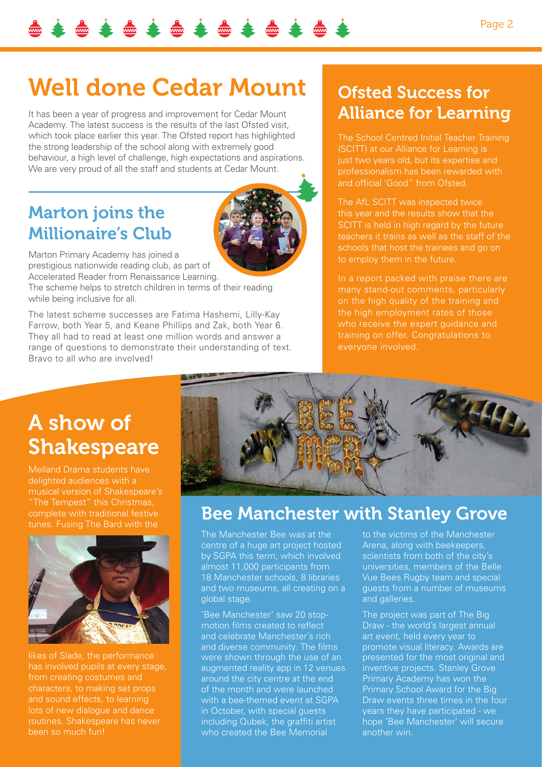# Well done Cedar Mount

It has been a year of progress and improvement for Cedar Mount Academy. The latest success is the results of the last Ofsted visit, which took place earlier this year. The Ofsted report has highlighted the strong leadership of the school along with extremely good behaviour, a high level of challenge, high expectations and aspirations. We are very proud of all the staff and students at Cedar Mount.

## Marton joins the Millionaire's Club

Marton Primary Academy has joined a prestigious nationwide reading club, as part of Accelerated Reader from Renaissance Learning. The scheme helps to stretch children in terms of their reading while being inclusive for all.

The latest scheme successes are Fatima Hashemi, Lilly-Kay Farrow, both Year 5, and Keane Phillips and Zak, both Year 6. They all had to read at least one million words and answer a range of questions to demonstrate their understanding of text. Bravo to all who are involved!

## Ofsted Success for Alliance for Learning

The School Centred Initial Teacher Training (SCITT) at our Alliance for Learning is just two years old, but its expertise and professionalism has been rewarded with and official 'Good" from Ofsted.

The AfL SCITT was inspected twice this year and the results show that the SCITT is held in high regard by the future teachers it trains as well as the staff of the schools that host the trainees and go on to employ them in the future.

In a report packed with praise there are many stand-out comments, particularly on the high quality of the training and the high employment rates of those who receive the expert guidance and training on offer. Congratulations to everyone involved.

## A show of Shakespeare

Melland Drama students have delighted audiences with a musical version of Shakespeare's "The Tempest" this Christmas, complete with traditional festive tunes. Fusing The Bard with the likes of Slade, the performance has involved pupils at every stage, from creating costumes and characters, to making set props and sound effects, to learning lots of new dialogue and dance routines. Shakespeare has never been so much fun!

## Bee Manchester with Stanley Grove

The Manchester Bee was at the centre of a huge art project hosted by SGPA this term, which involved almost 11,000 participants from 18 Manchester schools, 8 libraries and two museums, all creating on a global stage.

'Bee Manchester' saw 20 stop-motion films created to reflect and celebrate Manchester's rich and diverse community. The films were shown through the use of an augmented reality app in 12 venues around the city centre at the end of the month and were launched with a bee-themed event at SGPA in October, with special guests including Qubek, the graffiti artist who created the Bee Memorial to the victims of the Manchester Arena, along with beekeepers, scientists from both of the city's universities, members of the Belle Vue Bees Rugby team and special guests from a number of museums and galleries.

The project was part of The Big Draw - the world's largest annual art event, held every year to promote visual literacy. Awards are presented for the most original and inventive projects. Stanley Grove Primary Academy has won the Primary School Award for the Big Draw events three times in the four years they have participated - we hope 'Bee Manchester' will secure another win.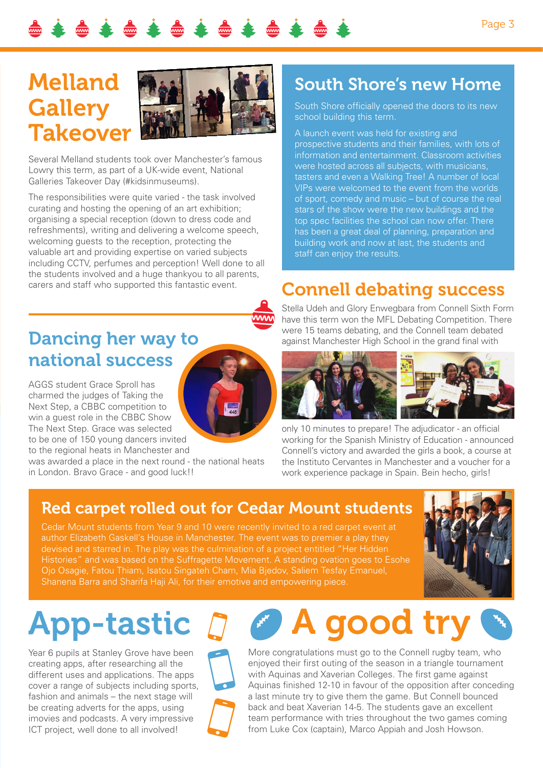# Melland Gallery Takeover

Several Melland students took over Manchester's famous Lowry this term, as part of a UK-wide event, National Galleries Takeover Day (#kidsinmuseums).

The responsibilities were quite varied - the task involved curating and hosting the opening of an art exhibition; organising a special reception (down to dress code and refreshments), writing and delivering a welcome speech, welcoming guests to the reception, protecting the valuable art and providing expertise on varied subjects including CCTV, perfumes and perception! Well done to all the students involved and a huge thankyou to all parents, carers and staff who supported this fantastic event.

## Dancing her way to national success

AGGS student Grace Sproll has charmed the judges of Taking the Next Step, a CBBC competition to win a guest role in the CBBC Show The Next Step. Grace was selected to be one of 150 young dancers invited to the regional heats in Manchester and was awarded a place in the next round - the national heats in London. Bravo Grace - and good luck!!

## South Shore's new Home

South Shore officially opened the doors to its new school building this term.

A launch event was held for existing and prospective students and their families, with lots of information and entertainment. Classroom activities were hosted across all subjects, with musicians, tasters and even a Walking Tree! A number of local VIPs were welcomed to the event from the worlds of sport, comedy and music – but of course the real stars of the show were the new buildings and the top spec facilities the school can now offer. There has been a great deal of planning, preparation and building work and now at last, the students and staff can enjoy the results.

## Connell debating success

Stella Udeh and Glory Enwegbara from Connell Sixth Form have this term won the MFL Debating Competition. There were 15 teams debating, and the Connell team debated against Manchester High School in the grand final with only 10 minutes to prepare! The adjudicator - an official working for the Spanish Ministry of Education - announced Connell's victory and awarded the girls a book, a course at the Instituto Cervantes in Manchester and a voucher for a work experience package in Spain. Bein hecho, girls!

## Red carpet rolled out for Cedar Mount students

Cedar Mount students from Year 9 and 10 were recently invited to a red carpet event at author Elizabeth Gaskell's House in Manchester. The event was to premier a play they devised and starred in. The play was the culmination of a project entitled "Her Hidden Histories" and was based on the Suffragette Movement. A standing ovation goes to Esohe Ojo Osagie, Fatou Thiam, Isatou Singateh Cham, Mia Bjedov, Saliem Tesfay Emanuel, Shanena Barra and Sharifa Haji Ali, for their emotive and empowering piece.

# App-tastic

Year 6 pupils at Stanley Grove have been creating apps, after researching all the different uses and applications. The apps cover a range of subjects including sports, fashion and animals – the next stage will be creating adverts for the apps, using imovies and podcasts. A very impressive ICT project, well done to all involved!

# A good try

More congratulations must go to the Connell rugby team, who enjoyed their first outing of the season in a triangle tournament with Aquinas and Xaverian Colleges. The first game against Aquinas finished 12-10 in favour of the opposition after conceding a last minute try to give them the game. But Connell bounced back and beat Xaverian 14-5. The students gave an excellent team performance with tries throughout the two games coming from Luke Cox (captain), Marco Appiah and Josh Howson.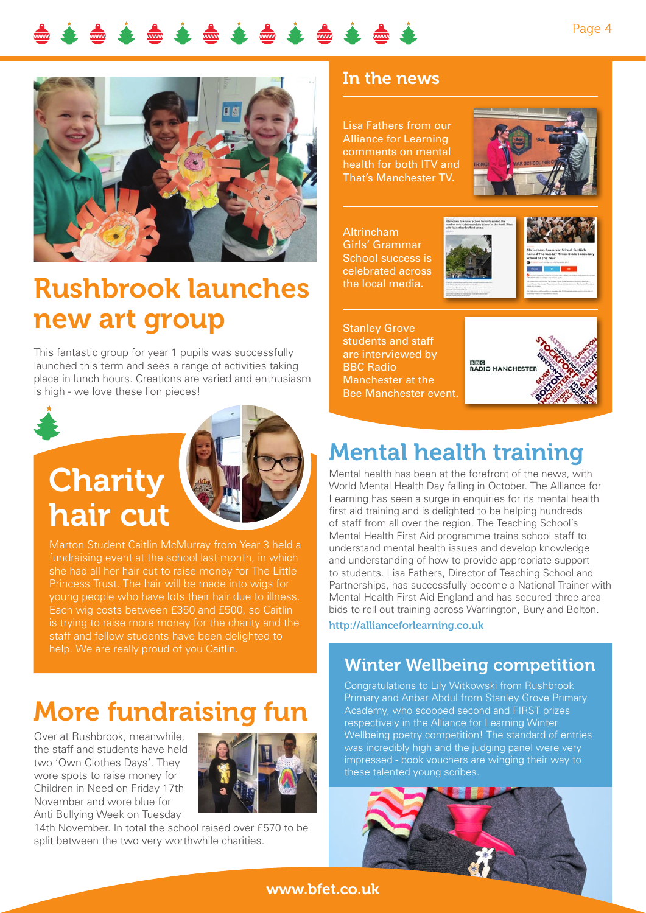# Rushbrook launches new art group

This fantastic group for year 1 pupils was successfully launched this term and sees a range of activities taking place in lunch hours. Creations are varied and enthusiasm is high - we love these lion pieces!

# Charity hair cut

Marton Student Caitlin McMurray from Year 3 held a fundraising event at the school last month, in which she had all her hair cut to raise money for The Little Princess Trust. The hair will be made into wigs for young people who have lots their hair due to illness. Each wig costs between £350 and £500, so Caitlin is trying to raise more money for the charity and the staff and fellow students have been delighted to help. We are really proud of you Caitlin.

# More fundraising fun

Over at Rushbrook, meanwhile, the staff and students have held two 'Own Clothes Days'. They wore spots to raise money for Children in Need on Friday 17th November and wore blue for Anti Bullying Week on Tuesday 14th November. In total the school raised over £570 to be split between the two very worthwhile charities.

## In the news

Lisa Fathers from our Alliance for Learning comments on mental health for both ITV and That's Manchester TV.

Altrincham Girls' Grammar School success is celebrated across the local media.

Stanley Grove students and staff are interviewed by BBC Radio Manchester at the Bee Manchester event.

# Mental health training

Mental health has been at the forefront of the news, with World Mental Health Day falling in October. The Alliance for Learning has seen a surge in enquiries for its mental health first aid training and is delighted to be helping hundreds of staff from all over the region. The Teaching School's Mental Health First Aid programme trains school staff to understand mental health issues and develop knowledge and understanding of how to provide appropriate support to students. Lisa Fathers, Director of Teaching School and Partnerships, has successfully become a National Trainer with Mental Health First Aid England and has secured three area bids to roll out training across Warrington, Bury and Bolton.

**http://allianceforlearning.co.uk**

## Winter Wellbeing competition

Congratulations to Lily Witkowski from Rushbrook Primary and Anbar Abdul from Stanley Grove Primary Academy, who scooped second and FIRST prizes respectively in the Alliance for Learning Winter Wellbeing poetry competition! The standard of entries was incredibly high and the judging panel were very impressed - book vouchers are winging their way to these talented young scribes.

www.bfet.co.uk